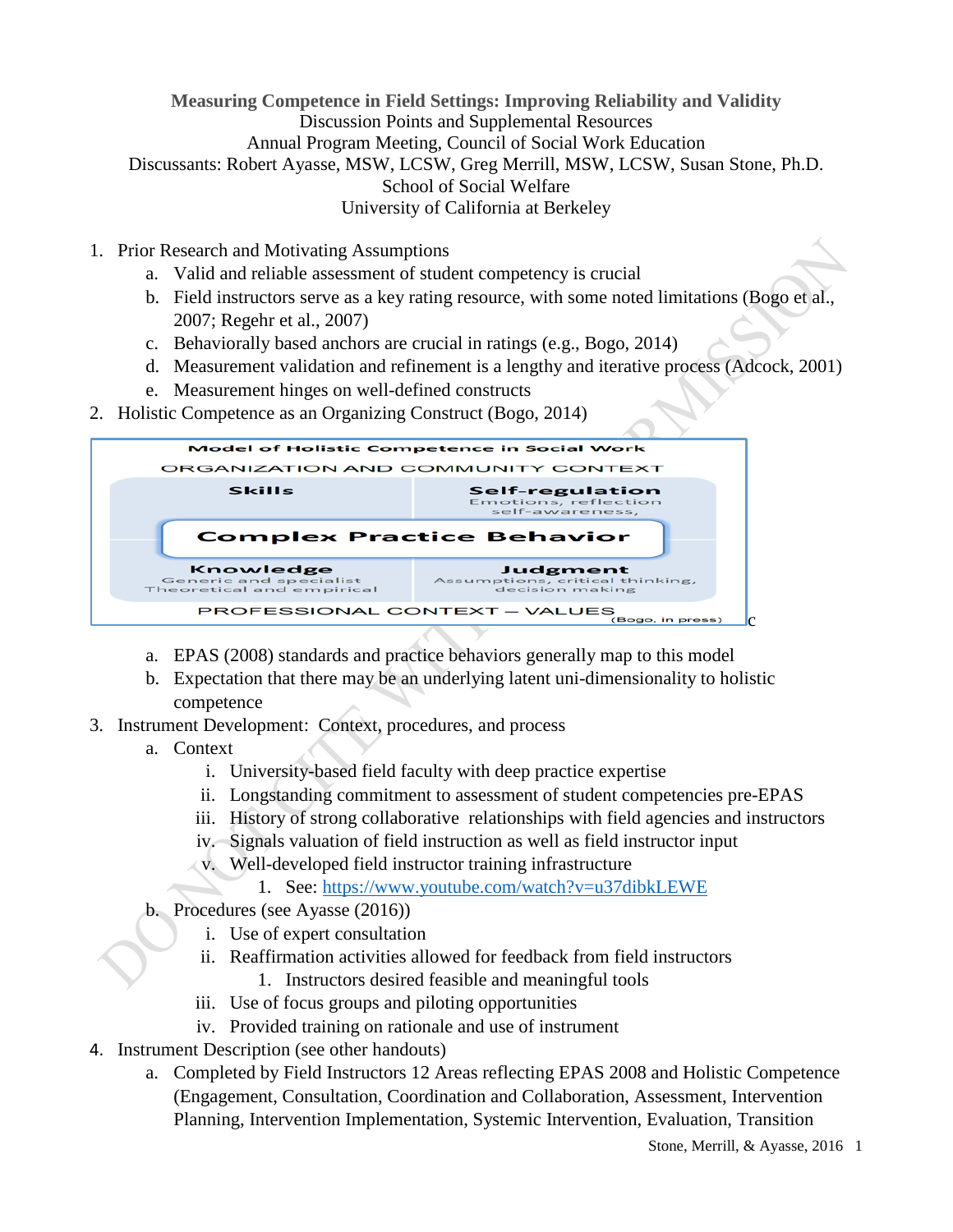**Measuring Competence in Field Settings: Improving Reliability and Validity**
Discussion Points and Supplemental Resources
Annual Program Meeting, Council of Social Work Education
Discussants: Robert Ayasse, MSW, LCSW, Greg Merrill, MSW, LCSW, Susan Stone, Ph.D.
School of Social Welfare
University of California at Berkeley

1. Prior Research and Motivating Assumptions
   a. Valid and reliable assessment of student competency is crucial
   b. Field instructors serve as a key rating resource, with some noted limitations (Bogo et al., 2007; Regehr et al., 2007)
   c. Behaviorally based anchors are crucial in ratings (e.g., Bogo, 2014)
   d. Measurement validation and refinement is a lengthy and iterative process (Adcock, 2001)
   e. Measurement hinges on well-defined constructs
2. Holistic Competence as an Organizing Construct (Bogo, 2014)

**Model of Holistic Competence in Social Work**

ORGANIZATION AND COMMUNITY CONTEXT

| Skills | Self-regulation<br>Emotions, reflection self-awareness, |
|---|---|
| **Complex Practice Behavior** | |
| Knowledge<br>Generic and specialist<br>Theoretical and empirical | Judgment<br>Assumptions, critical thinking, decision making |

PROFESSIONAL CONTEXT – VALUES

(Bogo, in press)

   a. EPAS (2008) standards and practice behaviors generally map to this model
   b. Expectation that there may be an underlying latent uni-dimensionality to holistic competence
3. Instrument Development: Context, procedures, and process
   a. Context
      i. University-based field faculty with deep practice expertise
      ii. Longstanding commitment to assessment of student competencies pre-EPAS
      iii. History of strong collaborative relationships with field agencies and instructors
      iv. Signals valuation of field instruction as well as field instructor input
      v. Well-developed field instructor training infrastructure
         1. See: https://www.youtube.com/watch?v=u37dibkLEWE
   b. Procedures (see Ayasse (2016))
      i. Use of expert consultation
      ii. Reaffirmation activities allowed for feedback from field instructors
         1. Instructors desired feasible and meaningful tools
      iii. Use of focus groups and piloting opportunities
      iv. Provided training on rationale and use of instrument
4. Instrument Description (see other handouts)
   a. Completed by Field Instructors 12 Areas reflecting EPAS 2008 and Holistic Competence (Engagement, Consultation, Coordination and Collaboration, Assessment, Intervention Planning, Intervention Implementation, Systemic Intervention, Evaluation, Transition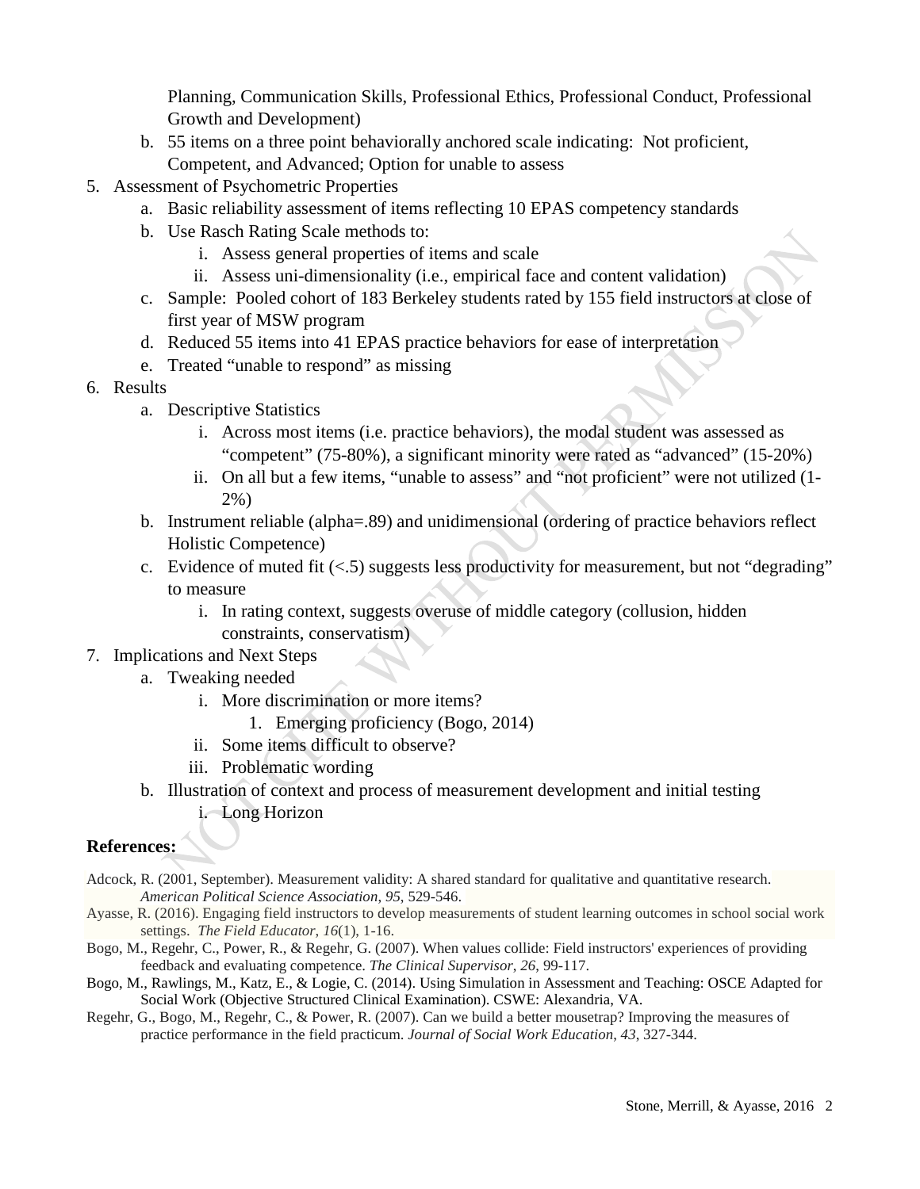Planning, Communication Skills, Professional Ethics, Professional Conduct, Professional Growth and Development)

   b. 55 items on a three point behaviorally anchored scale indicating: Not proficient, Competent, and Advanced; Option for unable to assess

5. Assessment of Psychometric Properties
   a. Basic reliability assessment of items reflecting 10 EPAS competency standards
   b. Use Rasch Rating Scale methods to:
      i. Assess general properties of items and scale
      ii. Assess uni-dimensionality (i.e., empirical face and content validation)
   c. Sample: Pooled cohort of 183 Berkeley students rated by 155 field instructors at close of first year of MSW program
   d. Reduced 55 items into 41 EPAS practice behaviors for ease of interpretation
   e. Treated "unable to respond" as missing

6. Results
   a. Descriptive Statistics
      i. Across most items (i.e. practice behaviors), the modal student was assessed as "competent" (75-80%), a significant minority were rated as "advanced" (15-20%)
      ii. On all but a few items, "unable to assess" and "not proficient" were not utilized (1-2%)
   b. Instrument reliable (alpha=.89) and unidimensional (ordering of practice behaviors reflect Holistic Competence)
   c. Evidence of muted fit (<.5) suggests less productivity for measurement, but not "degrading" to measure
      i. In rating context, suggests overuse of middle category (collusion, hidden constraints, conservatism)

7. Implications and Next Steps
   a. Tweaking needed
      i. More discrimination or more items?
         1. Emerging proficiency (Bogo, 2014)
      ii. Some items difficult to observe?
      iii. Problematic wording
   b. Illustration of context and process of measurement development and initial testing
      i. Long Horizon

**References:**

Adcock, R. (2001, September). Measurement validity: A shared standard for qualitative and quantitative research. *American Political Science Association, 95*, 529-546.

Ayasse, R. (2016). Engaging field instructors to develop measurements of student learning outcomes in school social work settings. *The Field Educator, 16*(1), 1-16.

Bogo, M., Regehr, C., Power, R., & Regehr, G. (2007). When values collide: Field instructors' experiences of providing feedback and evaluating competence. *The Clinical Supervisor, 26*, 99-117.

Bogo, M., Rawlings, M., Katz, E., & Logie, C. (2014). Using Simulation in Assessment and Teaching: OSCE Adapted for Social Work (Objective Structured Clinical Examination). CSWE: Alexandria, VA.

Regehr, G., Bogo, M., Regehr, C., & Power, R. (2007). Can we build a better mousetrap? Improving the measures of practice performance in the field practicum. *Journal of Social Work Education, 43*, 327-344.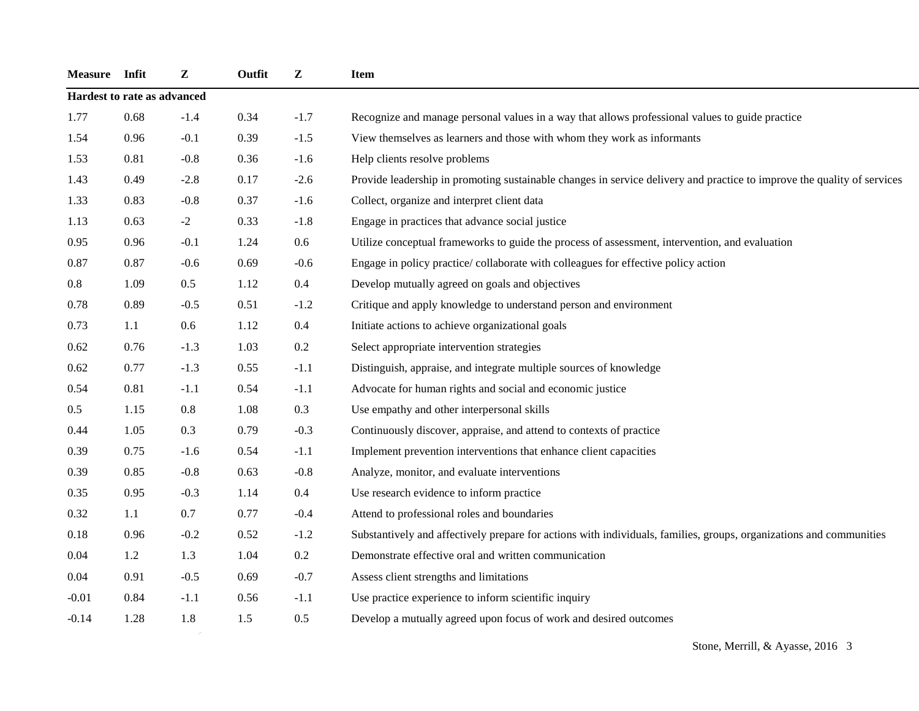| Measure | Infit | Z | Outfit | Z | Item |
|---|---|---|---|---|---|
| **Hardest to rate as advanced** | | | | | |
| 1.77 | 0.68 | -1.4 | 0.34 | -1.7 | Recognize and manage personal values in a way that allows professional values to guide practice |
| 1.54 | 0.96 | -0.1 | 0.39 | -1.5 | View themselves as learners and those with whom they work as informants |
| 1.53 | 0.81 | -0.8 | 0.36 | -1.6 | Help clients resolve problems |
| 1.43 | 0.49 | -2.8 | 0.17 | -2.6 | Provide leadership in promoting sustainable changes in service delivery and practice to improve the quality of services |
| 1.33 | 0.83 | -0.8 | 0.37 | -1.6 | Collect, organize and interpret client data |
| 1.13 | 0.63 | -2 | 0.33 | -1.8 | Engage in practices that advance social justice |
| 0.95 | 0.96 | -0.1 | 1.24 | 0.6 | Utilize conceptual frameworks to guide the process of assessment, intervention, and evaluation |
| 0.87 | 0.87 | -0.6 | 0.69 | -0.6 | Engage in policy practice/ collaborate with colleagues for effective policy action |
| 0.8 | 1.09 | 0.5 | 1.12 | 0.4 | Develop mutually agreed on goals and objectives |
| 0.78 | 0.89 | -0.5 | 0.51 | -1.2 | Critique and apply knowledge to understand person and environment |
| 0.73 | 1.1 | 0.6 | 1.12 | 0.4 | Initiate actions to achieve organizational goals |
| 0.62 | 0.76 | -1.3 | 1.03 | 0.2 | Select appropriate intervention strategies |
| 0.62 | 0.77 | -1.3 | 0.55 | -1.1 | Distinguish, appraise, and integrate multiple sources of knowledge |
| 0.54 | 0.81 | -1.1 | 0.54 | -1.1 | Advocate for human rights and social and economic justice |
| 0.5 | 1.15 | 0.8 | 1.08 | 0.3 | Use empathy and other interpersonal skills |
| 0.44 | 1.05 | 0.3 | 0.79 | -0.3 | Continuously discover, appraise, and attend to contexts of practice |
| 0.39 | 0.75 | -1.6 | 0.54 | -1.1 | Implement prevention interventions that enhance client capacities |
| 0.39 | 0.85 | -0.8 | 0.63 | -0.8 | Analyze, monitor, and evaluate interventions |
| 0.35 | 0.95 | -0.3 | 1.14 | 0.4 | Use research evidence to inform practice |
| 0.32 | 1.1 | 0.7 | 0.77 | -0.4 | Attend to professional roles and boundaries |
| 0.18 | 0.96 | -0.2 | 0.52 | -1.2 | Substantively and affectively prepare for actions with individuals, families, groups, organizations and communities |
| 0.04 | 1.2 | 1.3 | 1.04 | 0.2 | Demonstrate effective oral and written communication |
| 0.04 | 0.91 | -0.5 | 0.69 | -0.7 | Assess client strengths and limitations |
| -0.01 | 0.84 | -1.1 | 0.56 | -1.1 | Use practice experience to inform scientific inquiry |
| -0.14 | 1.28 | 1.8 | 1.5 | 0.5 | Develop a mutually agreed upon focus of work and desired outcomes |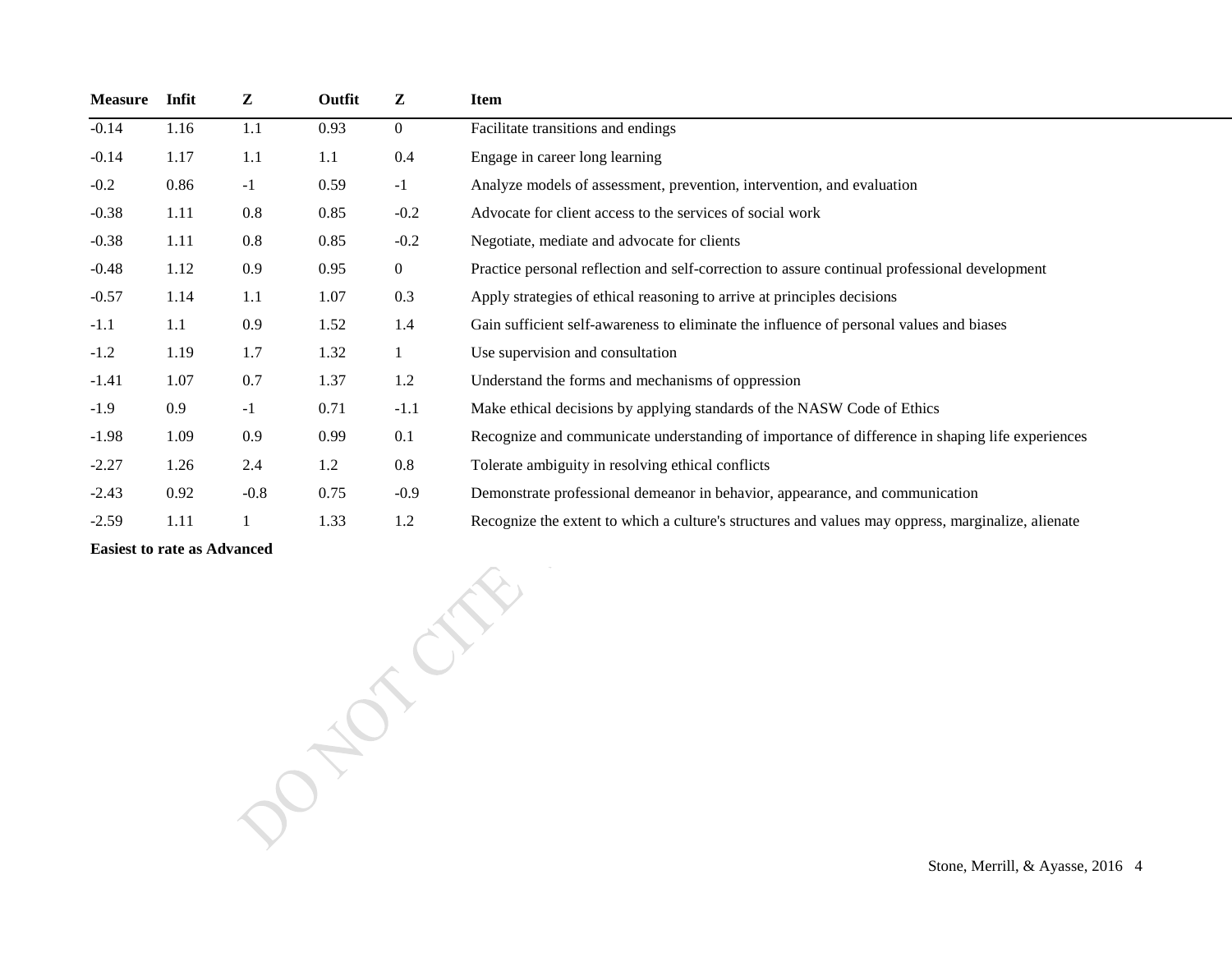| Measure | Infit | Z | Outfit | Z | Item |
|---|---|---|---|---|---|
| -0.14 | 1.16 | 1.1 | 0.93 | 0 | Facilitate transitions and endings |
| -0.14 | 1.17 | 1.1 | 1.1 | 0.4 | Engage in career long learning |
| -0.2 | 0.86 | -1 | 0.59 | -1 | Analyze models of assessment, prevention, intervention, and evaluation |
| -0.38 | 1.11 | 0.8 | 0.85 | -0.2 | Advocate for client access to the services of social work |
| -0.38 | 1.11 | 0.8 | 0.85 | -0.2 | Negotiate, mediate and advocate for clients |
| -0.48 | 1.12 | 0.9 | 0.95 | 0 | Practice personal reflection and self-correction to assure continual professional development |
| -0.57 | 1.14 | 1.1 | 1.07 | 0.3 | Apply strategies of ethical reasoning to arrive at principles decisions |
| -1.1 | 1.1 | 0.9 | 1.52 | 1.4 | Gain sufficient self-awareness to eliminate the influence of personal values and biases |
| -1.2 | 1.19 | 1.7 | 1.32 | 1 | Use supervision and consultation |
| -1.41 | 1.07 | 0.7 | 1.37 | 1.2 | Understand the forms and mechanisms of oppression |
| -1.9 | 0.9 | -1 | 0.71 | -1.1 | Make ethical decisions by applying standards of the NASW Code of Ethics |
| -1.98 | 1.09 | 0.9 | 0.99 | 0.1 | Recognize and communicate understanding of importance of difference in shaping life experiences |
| -2.27 | 1.26 | 2.4 | 1.2 | 0.8 | Tolerate ambiguity in resolving ethical conflicts |
| -2.43 | 0.92 | -0.8 | 0.75 | -0.9 | Demonstrate professional demeanor in behavior, appearance, and communication |
| -2.59 | 1.11 | 1 | 1.33 | 1.2 | Recognize the extent to which a culture's structures and values may oppress, marginalize, alienate |

**Easiest to rate as Advanced**